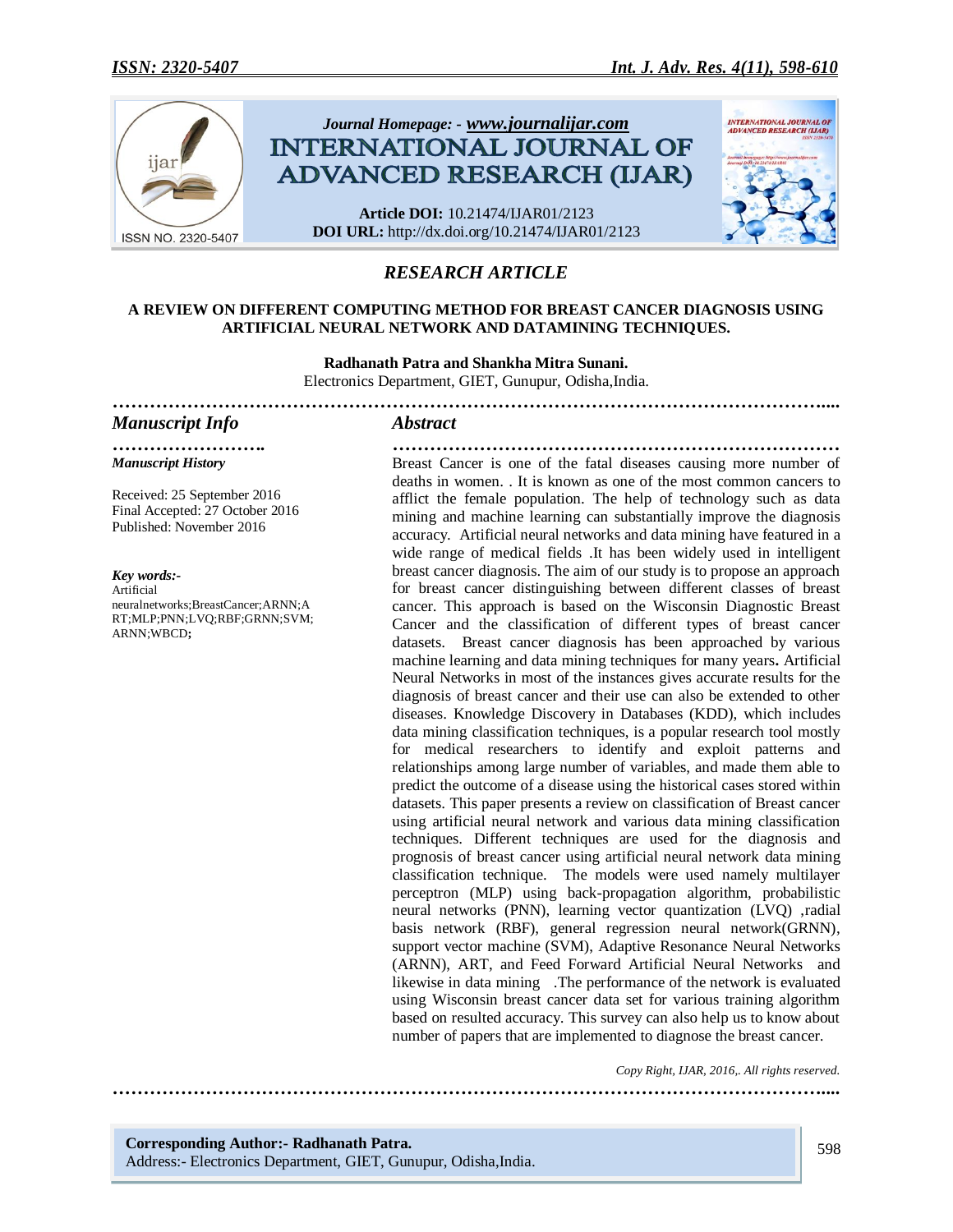Journal Homepage: - www.journalijar.com

# INTERNATIONAL JOURNAL OF ADVANCED RESEARCH (IJAR)

**Article DOI:** 10.21474/IJAR01/2123
**DOI URL:** http://dx.doi.org/10.21474/IJAR01/2123

## *RESEARCH ARTICLE*

### A REVIEW ON DIFFERENT COMPUTING METHOD FOR BREAST CANCER DIAGNOSIS USING ARTIFICIAL NEURAL NETWORK AND DATAMINING TECHNIQUES.

**Radhanath Patra and Shankha Mitra Sunani.**

Electronics Department, GIET, Gunupur, Odisha,India.

### *Manuscript Info*

***Manuscript History***

Received: 25 September 2016
Final Accepted: 27 October 2016
Published: November 2016

***Key words:-***
Artificial neuralnetworks;BreastCancer;ARNN;ART;MLP;PNN;LVQ;RBF;GRNN;SVM;ARNN;WBCD**;**

### *Abstract*

Breast Cancer is one of the fatal diseases causing more number of deaths in women. . It is known as one of the most common cancers to afflict the female population. The help of technology such as data mining and machine learning can substantially improve the diagnosis accuracy. Artificial neural networks and data mining have featured in a wide range of medical fields .It has been widely used in intelligent breast cancer diagnosis. The aim of our study is to propose an approach for breast cancer distinguishing between different classes of breast cancer. This approach is based on the Wisconsin Diagnostic Breast Cancer and the classification of different types of breast cancer datasets. Breast cancer diagnosis has been approached by various machine learning and data mining techniques for many years**.** Artificial Neural Networks in most of the instances gives accurate results for the diagnosis of breast cancer and their use can also be extended to other diseases. Knowledge Discovery in Databases (KDD), which includes data mining classification techniques, is a popular research tool mostly for medical researchers to identify and exploit patterns and relationships among large number of variables, and made them able to predict the outcome of a disease using the historical cases stored within datasets. This paper presents a review on classification of Breast cancer using artificial neural network and various data mining classification techniques. Different techniques are used for the diagnosis and prognosis of breast cancer using artificial neural network data mining classification technique. The models were used namely multilayer perceptron (MLP) using back-propagation algorithm, probabilistic neural networks (PNN), learning vector quantization (LVQ) ,radial basis network (RBF), general regression neural network(GRNN), support vector machine (SVM), Adaptive Resonance Neural Networks (ARNN), ART, and Feed Forward Artificial Neural Networks and likewise in data mining .The performance of the network is evaluated using Wisconsin breast cancer data set for various training algorithm based on resulted accuracy. This survey can also help us to know about number of papers that are implemented to diagnose the breast cancer.

*Copy Right, IJAR, 2016,. All rights reserved.*

**Corresponding Author:- Radhanath Patra.**
Address:- Electronics Department, GIET, Gunupur, Odisha,India.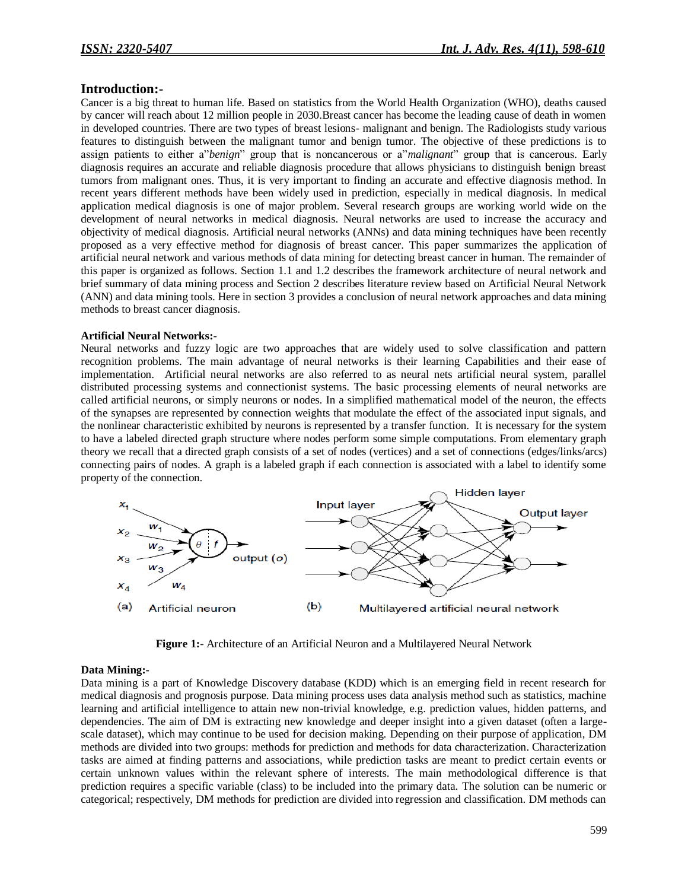## Introduction:-

Cancer is a big threat to human life. Based on statistics from the World Health Organization (WHO), deaths caused by cancer will reach about 12 million people in 2030.Breast cancer has become the leading cause of death in women in developed countries. There are two types of breast lesions- malignant and benign. The Radiologists study various features to distinguish between the malignant tumor and benign tumor. The objective of these predictions is to assign patients to either a"*benign*" group that is noncancerous or a"*malignant*" group that is cancerous. Early diagnosis requires an accurate and reliable diagnosis procedure that allows physicians to distinguish benign breast tumors from malignant ones. Thus, it is very important to finding an accurate and effective diagnosis method. In recent years different methods have been widely used in prediction, especially in medical diagnosis. In medical application medical diagnosis is one of major problem. Several research groups are working world wide on the development of neural networks in medical diagnosis. Neural networks are used to increase the accuracy and objectivity of medical diagnosis. Artificial neural networks (ANNs) and data mining techniques have been recently proposed as a very effective method for diagnosis of breast cancer. This paper summarizes the application of artificial neural network and various methods of data mining for detecting breast cancer in human. The remainder of this paper is organized as follows. Section 1.1 and 1.2 describes the framework architecture of neural network and brief summary of data mining process and Section 2 describes literature review based on Artificial Neural Network (ANN) and data mining tools. Here in section 3 provides a conclusion of neural network approaches and data mining methods to breast cancer diagnosis.

**Artificial Neural Networks:-**

Neural networks and fuzzy logic are two approaches that are widely used to solve classification and pattern recognition problems. The main advantage of neural networks is their learning Capabilities and their ease of implementation. Artificial neural networks are also referred to as neural nets artificial neural system, parallel distributed processing systems and connectionist systems. The basic processing elements of neural networks are called artificial neurons, or simply neurons or nodes. In a simplified mathematical model of the neuron, the effects of the synapses are represented by connection weights that modulate the effect of the associated input signals, and the nonlinear characteristic exhibited by neurons is represented by a transfer function. It is necessary for the system to have a labeled directed graph structure where nodes perform some simple computations. From elementary graph theory we recall that a directed graph consists of a set of nodes (vertices) and a set of connections (edges/links/arcs) connecting pairs of nodes. A graph is a labeled graph if each connection is associated with a label to identify some property of the connection.

**Figure 1:-** Architecture of an Artificial Neuron and a Multilayered Neural Network

**Data Mining:-**

Data mining is a part of Knowledge Discovery database (KDD) which is an emerging field in recent research for medical diagnosis and prognosis purpose. Data mining process uses data analysis method such as statistics, machine learning and artificial intelligence to attain new non-trivial knowledge, e.g. prediction values, hidden patterns, and dependencies. The aim of DM is extracting new knowledge and deeper insight into a given dataset (often a large-scale dataset), which may continue to be used for decision making. Depending on their purpose of application, DM methods are divided into two groups: methods for prediction and methods for data characterization. Characterization tasks are aimed at finding patterns and associations, while prediction tasks are meant to predict certain events or certain unknown values within the relevant sphere of interests. The main methodological difference is that prediction requires a specific variable (class) to be included into the primary data. The solution can be numeric or categorical; respectively, DM methods for prediction are divided into regression and classification. DM methods can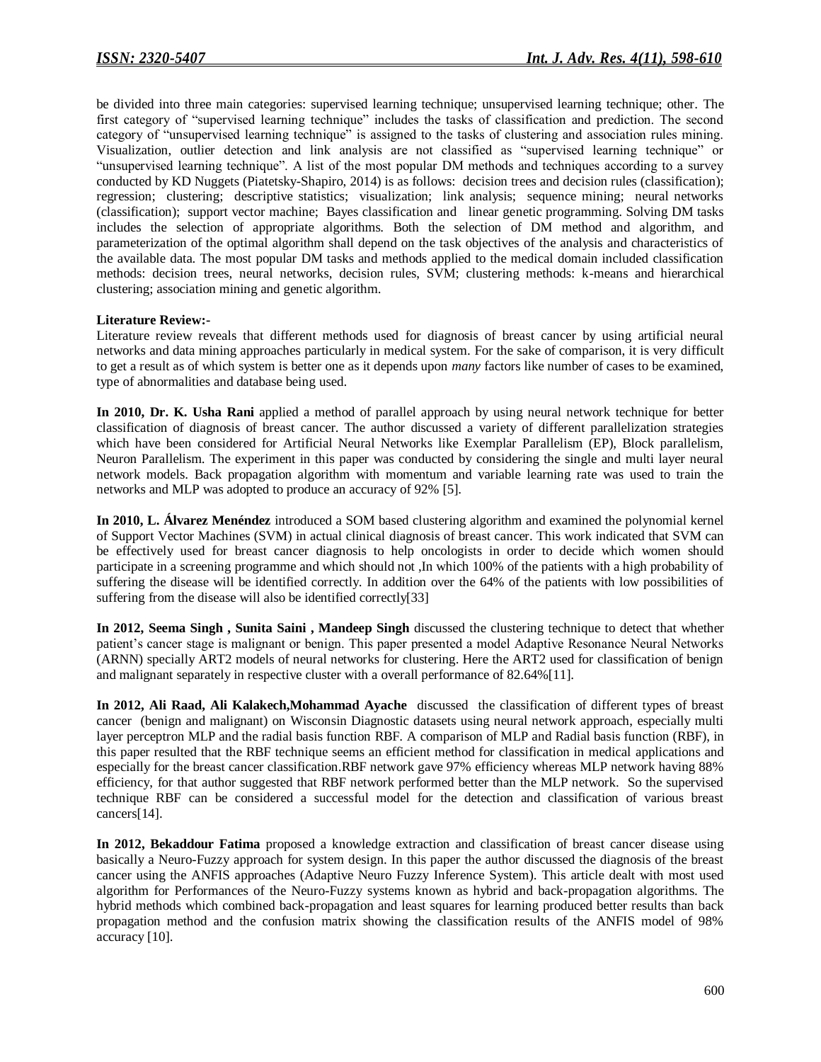be divided into three main categories: supervised learning technique; unsupervised learning technique; other. The first category of "supervised learning technique" includes the tasks of classification and prediction. The second category of "unsupervised learning technique" is assigned to the tasks of clustering and association rules mining. Visualization, outlier detection and link analysis are not classified as "supervised learning technique" or "unsupervised learning technique". A list of the most popular DM methods and techniques according to a survey conducted by KD Nuggets (Piatetsky-Shapiro, 2014) is as follows: decision trees and decision rules (classification); regression; clustering; descriptive statistics; visualization; link analysis; sequence mining; neural networks (classification); support vector machine; Bayes classification and linear genetic programming. Solving DM tasks includes the selection of appropriate algorithms. Both the selection of DM method and algorithm, and parameterization of the optimal algorithm shall depend on the task objectives of the analysis and characteristics of the available data. The most popular DM tasks and methods applied to the medical domain included classification methods: decision trees, neural networks, decision rules, SVM; clustering methods: k-means and hierarchical clustering; association mining and genetic algorithm.

**Literature Review:-**

Literature review reveals that different methods used for diagnosis of breast cancer by using artificial neural networks and data mining approaches particularly in medical system. For the sake of comparison, it is very difficult to get a result as of which system is better one as it depends upon *many* factors like number of cases to be examined, type of abnormalities and database being used.

**In 2010, Dr. K. Usha Rani** applied a method of parallel approach by using neural network technique for better classification of diagnosis of breast cancer. The author discussed a variety of different parallelization strategies which have been considered for Artificial Neural Networks like Exemplar Parallelism (EP), Block parallelism, Neuron Parallelism. The experiment in this paper was conducted by considering the single and multi layer neural network models. Back propagation algorithm with momentum and variable learning rate was used to train the networks and MLP was adopted to produce an accuracy of 92% [5].

**In 2010, L. Álvarez Menéndez** introduced a SOM based clustering algorithm and examined the polynomial kernel of Support Vector Machines (SVM) in actual clinical diagnosis of breast cancer. This work indicated that SVM can be effectively used for breast cancer diagnosis to help oncologists in order to decide which women should participate in a screening programme and which should not ,In which 100% of the patients with a high probability of suffering the disease will be identified correctly. In addition over the 64% of the patients with low possibilities of suffering from the disease will also be identified correctly[33]

**In 2012, Seema Singh , Sunita Saini , Mandeep Singh** discussed the clustering technique to detect that whether patient's cancer stage is malignant or benign. This paper presented a model Adaptive Resonance Neural Networks (ARNN) specially ART2 models of neural networks for clustering. Here the ART2 used for classification of benign and malignant separately in respective cluster with a overall performance of 82.64%[11].

**In 2012, Ali Raad, Ali Kalakech,Mohammad Ayache** discussed the classification of different types of breast cancer (benign and malignant) on Wisconsin Diagnostic datasets using neural network approach, especially multi layer perceptron MLP and the radial basis function RBF. A comparison of MLP and Radial basis function (RBF), in this paper resulted that the RBF technique seems an efficient method for classification in medical applications and especially for the breast cancer classification.RBF network gave 97% efficiency whereas MLP network having 88% efficiency, for that author suggested that RBF network performed better than the MLP network. So the supervised technique RBF can be considered a successful model for the detection and classification of various breast cancers[14].

**In 2012, Bekaddour Fatima** proposed a knowledge extraction and classification of breast cancer disease using basically a Neuro-Fuzzy approach for system design. In this paper the author discussed the diagnosis of the breast cancer using the ANFIS approaches (Adaptive Neuro Fuzzy Inference System). This article dealt with most used algorithm for Performances of the Neuro-Fuzzy systems known as hybrid and back-propagation algorithms. The hybrid methods which combined back-propagation and least squares for learning produced better results than back propagation method and the confusion matrix showing the classification results of the ANFIS model of 98% accuracy [10].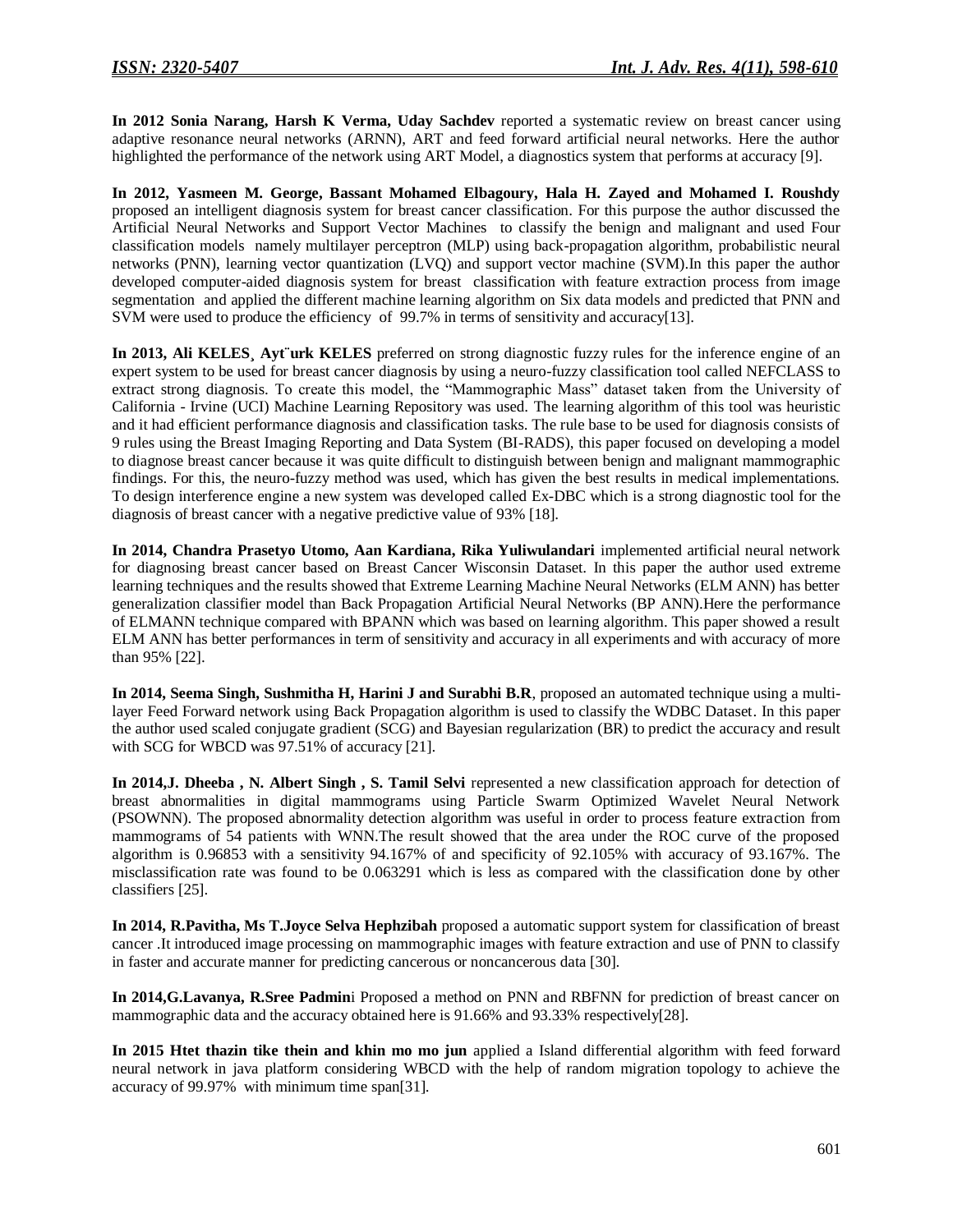**In 2012 Sonia Narang, Harsh K Verma, Uday Sachdev** reported a systematic review on breast cancer using adaptive resonance neural networks (ARNN), ART and feed forward artificial neural networks. Here the author highlighted the performance of the network using ART Model, a diagnostics system that performs at accuracy [9].

**In 2012, Yasmeen M. George, Bassant Mohamed Elbagoury, Hala H. Zayed and Mohamed I. Roushdy** proposed an intelligent diagnosis system for breast cancer classification. For this purpose the author discussed the Artificial Neural Networks and Support Vector Machines to classify the benign and malignant and used Four classification models namely multilayer perceptron (MLP) using back-propagation algorithm, probabilistic neural networks (PNN), learning vector quantization (LVQ) and support vector machine (SVM).In this paper the author developed computer-aided diagnosis system for breast classification with feature extraction process from image segmentation and applied the different machine learning algorithm on Six data models and predicted that PNN and SVM were used to produce the efficiency of 99.7% in terms of sensitivity and accuracy[13].

**In 2013, Ali KELES¸ Ayt¨urk KELES** preferred on strong diagnostic fuzzy rules for the inference engine of an expert system to be used for breast cancer diagnosis by using a neuro-fuzzy classification tool called NEFCLASS to extract strong diagnosis. To create this model, the "Mammographic Mass" dataset taken from the University of California - Irvine (UCI) Machine Learning Repository was used. The learning algorithm of this tool was heuristic and it had efficient performance diagnosis and classification tasks. The rule base to be used for diagnosis consists of 9 rules using the Breast Imaging Reporting and Data System (BI-RADS), this paper focused on developing a model to diagnose breast cancer because it was quite difficult to distinguish between benign and malignant mammographic findings. For this, the neuro-fuzzy method was used, which has given the best results in medical implementations. To design interference engine a new system was developed called Ex-DBC which is a strong diagnostic tool for the diagnosis of breast cancer with a negative predictive value of 93% [18].

**In 2014, Chandra Prasetyo Utomo, Aan Kardiana, Rika Yuliwulandari** implemented artificial neural network for diagnosing breast cancer based on Breast Cancer Wisconsin Dataset. In this paper the author used extreme learning techniques and the results showed that Extreme Learning Machine Neural Networks (ELM ANN) has better generalization classifier model than Back Propagation Artificial Neural Networks (BP ANN).Here the performance of ELMANN technique compared with BPANN which was based on learning algorithm. This paper showed a result ELM ANN has better performances in term of sensitivity and accuracy in all experiments and with accuracy of more than 95% [22].

**In 2014, Seema Singh, Sushmitha H, Harini J and Surabhi B.R**, proposed an automated technique using a multi-layer Feed Forward network using Back Propagation algorithm is used to classify the WDBC Dataset. In this paper the author used scaled conjugate gradient (SCG) and Bayesian regularization (BR) to predict the accuracy and result with SCG for WBCD was 97.51% of accuracy [21].

**In 2014,J. Dheeba , N. Albert Singh , S. Tamil Selvi** represented a new classification approach for detection of breast abnormalities in digital mammograms using Particle Swarm Optimized Wavelet Neural Network (PSOWNN). The proposed abnormality detection algorithm was useful in order to process feature extraction from mammograms of 54 patients with WNN.The result showed that the area under the ROC curve of the proposed algorithm is 0.96853 with a sensitivity 94.167% of and specificity of 92.105% with accuracy of 93.167%. The misclassification rate was found to be 0.063291 which is less as compared with the classification done by other classifiers [25].

**In 2014, R.Pavitha, Ms T.Joyce Selva Hephzibah** proposed a automatic support system for classification of breast cancer .It introduced image processing on mammographic images with feature extraction and use of PNN to classify in faster and accurate manner for predicting cancerous or noncancerous data [30].

**In 2014,G.Lavanya, R.Sree Padmin**i Proposed a method on PNN and RBFNN for prediction of breast cancer on mammographic data and the accuracy obtained here is 91.66% and 93.33% respectively[28].

**In 2015 Htet thazin tike thein and khin mo mo jun** applied a Island differential algorithm with feed forward neural network in java platform considering WBCD with the help of random migration topology to achieve the accuracy of 99.97% with minimum time span[31].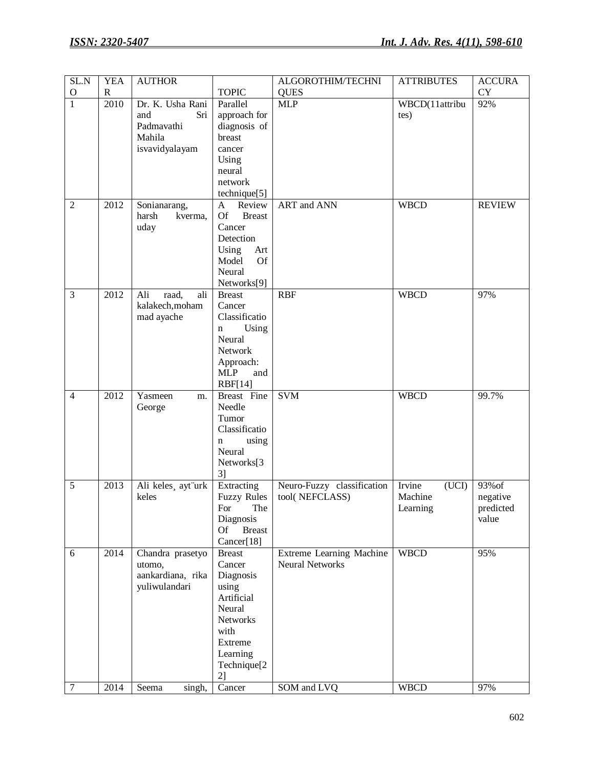| SL.NO | YEAR | AUTHOR | TOPIC | ALGOROTHIM/TECHNIQUES | ATTRIBUTES | ACCURACY |
|---|---|---|---|---|---|---|
| 1 | 2010 | Dr. K. Usha Rani and Sri Padmavathi Mahila isvavidyalayam | Parallel approach for diagnosis of breast cancer Using neural network technique[5] | MLP | WBCD(11attributes) | 92% |
| 2 | 2012 | Sonianarang, harsh kverma, uday | A Review Of Breast Cancer Detection Using Art Model Of Neural Networks[9] | ART and ANN | WBCD | REVIEW |
| 3 | 2012 | Ali raad, ali kalakech,mohammad ayache | Breast Cancer Classification Using Neural Network Approach: MLP and RBF[14] | RBF | WBCD | 97% |
| 4 | 2012 | Yasmeen m. George | Breast Fine Needle Tumor Classification using Neural Networks[33] | SVM | WBCD | 99.7% |
| 5 | 2013 | Ali keles¸ ayt¨urk keles | Extracting Fuzzy Rules For The Diagnosis Of Breast Cancer[18] | Neuro-Fuzzy classification tool( NEFCLASS) | Irvine (UCI) Machine Learning | 93%of negative predicted value |
| 6 | 2014 | Chandra prasetyo utomo, aankardiana, rika yuliwulandari | Breast Cancer Diagnosis using Artificial Neural Networks with Extreme Learning Technique[22] | Extreme Learning Machine Neural Networks | WBCD | 95% |
| 7 | 2014 | Seema singh, | Cancer | SOM and LVQ | WBCD | 97% |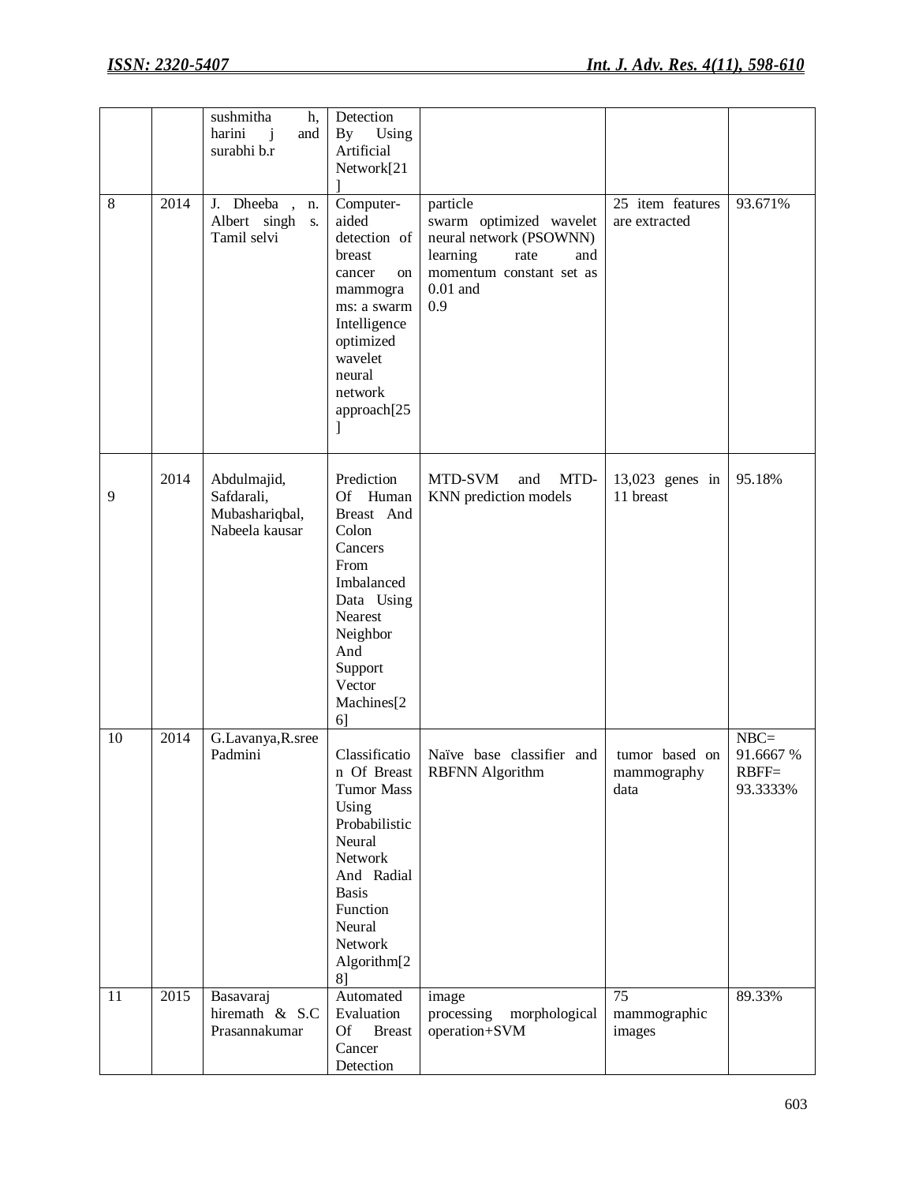| | | | | | | |
|---|---|---|---|---|---|---|
| | | sushmitha h, harini j and surabhi b.r | Detection By Using Artificial Network[21] | | | |
| 8 | 2014 | J. Dheeba , n. Albert singh s. Tamil selvi | Computer-aided detection of breast cancer on mammograms: a swarm Intelligence optimized wavelet neural network approach[25] | particle swarm optimized wavelet neural network (PSOWNN) learning rate and momentum constant set as 0.01 and 0.9 | 25 item features are extracted | 93.671% |
| 9 | 2014 | Abdulmajid, Safdarali, Mubashariqbal, Nabeela kausar | Prediction Of Human Breast And Colon Cancers From Imbalanced Data Using Nearest Neighbor And Support Vector Machines[26] | MTD-SVM and MTD-KNN prediction models | 13,023 genes in 11 breast | 95.18% |
| 10 | 2014 | G.Lavanya,R.sree Padmini | Classification Of Breast Tumor Mass Using Probabilistic Neural Network And Radial Basis Function Neural Network Algorithm[28] | Naïve base classifier and RBFNN Algorithm | tumor based on mammography data | NBC= 91.6667 % RBFF= 93.3333% |
| 11 | 2015 | Basavaraj hiremath & S.C Prasannakumar | Automated Evaluation Of Breast Cancer Detection | image processing morphological operation+SVM | 75 mammographic images | 89.33% |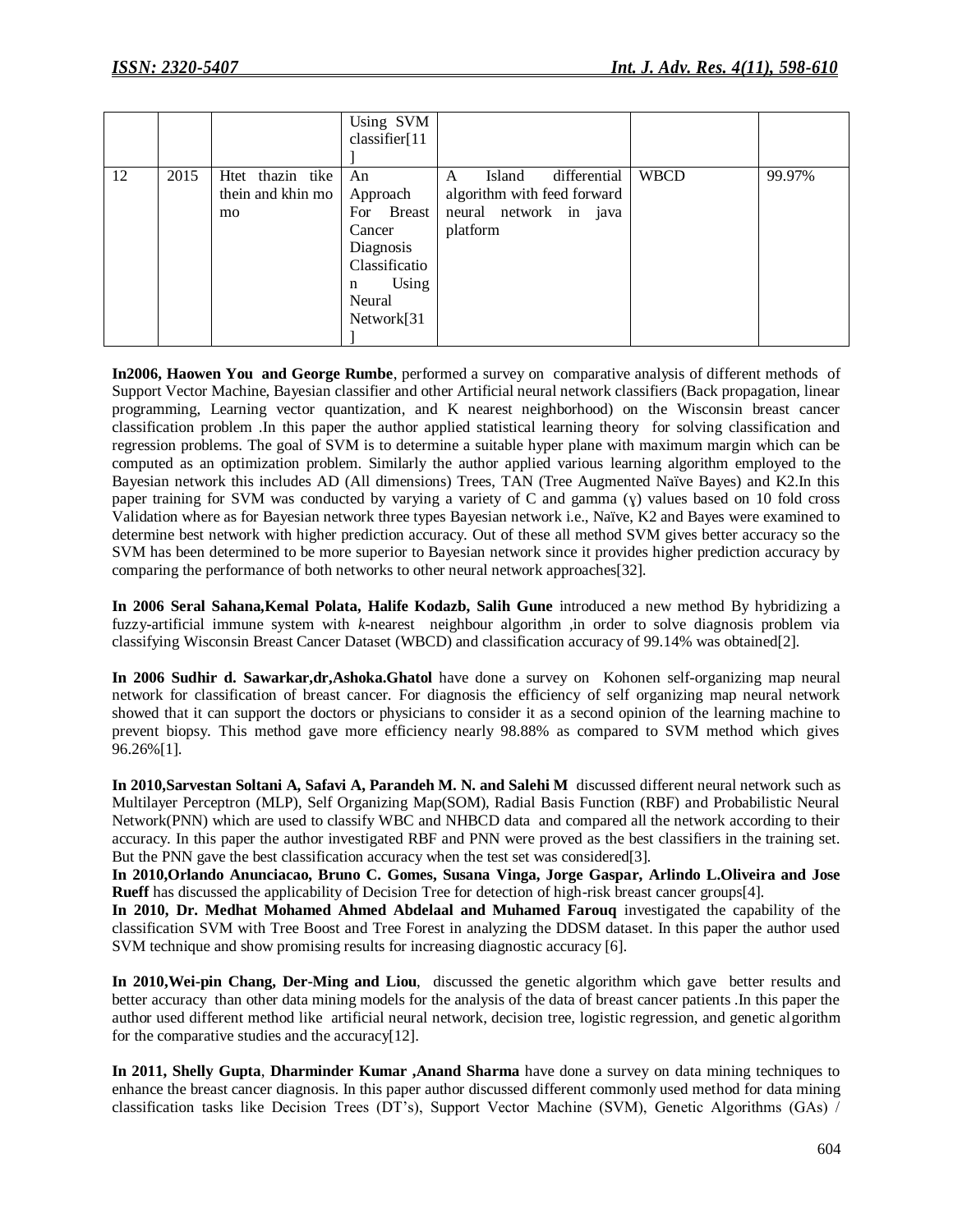| | | | Using SVM classifier[11] | | | |
|---|---|---|---|---|---|---|
| 12 | 2015 | Htet thazin tike thein and khin mo mo | An Approach For Breast Cancer Diagnosis Classification Using Neural Network[31] | A Island differential algorithm with feed forward neural network in java platform | WBCD | 99.97% |

**In2006, Haowen You and George Rumbe**, performed a survey on comparative analysis of different methods of Support Vector Machine, Bayesian classifier and other Artificial neural network classifiers (Back propagation, linear programming, Learning vector quantization, and K nearest neighborhood) on the Wisconsin breast cancer classification problem .In this paper the author applied statistical learning theory for solving classification and regression problems. The goal of SVM is to determine a suitable hyper plane with maximum margin which can be computed as an optimization problem. Similarly the author applied various learning algorithm employed to the Bayesian network this includes AD (All dimensions) Trees, TAN (Tree Augmented Naïve Bayes) and K2.In this paper training for SVM was conducted by varying a variety of C and gamma (ɣ) values based on 10 fold cross Validation where as for Bayesian network three types Bayesian network i.e., Naïve, K2 and Bayes were examined to determine best network with higher prediction accuracy. Out of these all method SVM gives better accuracy so the SVM has been determined to be more superior to Bayesian network since it provides higher prediction accuracy by comparing the performance of both networks to other neural network approaches[32].

**In 2006 Seral Sahana,Kemal Polata, Halife Kodazb, Salih Gune** introduced a new method By hybridizing a fuzzy-artificial immune system with *k*-nearest neighbour algorithm ,in order to solve diagnosis problem via classifying Wisconsin Breast Cancer Dataset (WBCD) and classification accuracy of 99.14% was obtained[2].

**In 2006 Sudhir d. Sawarkar,dr,Ashoka.Ghatol** have done a survey on Kohonen self-organizing map neural network for classification of breast cancer. For diagnosis the efficiency of self organizing map neural network showed that it can support the doctors or physicians to consider it as a second opinion of the learning machine to prevent biopsy. This method gave more efficiency nearly 98.88% as compared to SVM method which gives 96.26%[1].

**In 2010,Sarvestan Soltani A, Safavi A, Parandeh M. N. and Salehi M** discussed different neural network such as Multilayer Perceptron (MLP), Self Organizing Map(SOM), Radial Basis Function (RBF) and Probabilistic Neural Network(PNN) which are used to classify WBC and NHBCD data and compared all the network according to their accuracy. In this paper the author investigated RBF and PNN were proved as the best classifiers in the training set. But the PNN gave the best classification accuracy when the test set was considered[3].

**In 2010,Orlando Anunciacao, Bruno C. Gomes, Susana Vinga, Jorge Gaspar, Arlindo L.Oliveira and Jose Rueff** has discussed the applicability of Decision Tree for detection of high-risk breast cancer groups[4].

**In 2010, Dr. Medhat Mohamed Ahmed Abdelaal and Muhamed Farouq** investigated the capability of the classification SVM with Tree Boost and Tree Forest in analyzing the DDSM dataset. In this paper the author used SVM technique and show promising results for increasing diagnostic accuracy [6].

**In 2010,Wei-pin Chang, Der-Ming and Liou**, discussed the genetic algorithm which gave better results and better accuracy than other data mining models for the analysis of the data of breast cancer patients .In this paper the author used different method like artificial neural network, decision tree, logistic regression, and genetic algorithm for the comparative studies and the accuracy[12].

**In 2011, Shelly Gupta**, **Dharminder Kumar ,Anand Sharma** have done a survey on data mining techniques to enhance the breast cancer diagnosis. In this paper author discussed different commonly used method for data mining classification tasks like Decision Trees (DT's), Support Vector Machine (SVM), Genetic Algorithms (GAs) /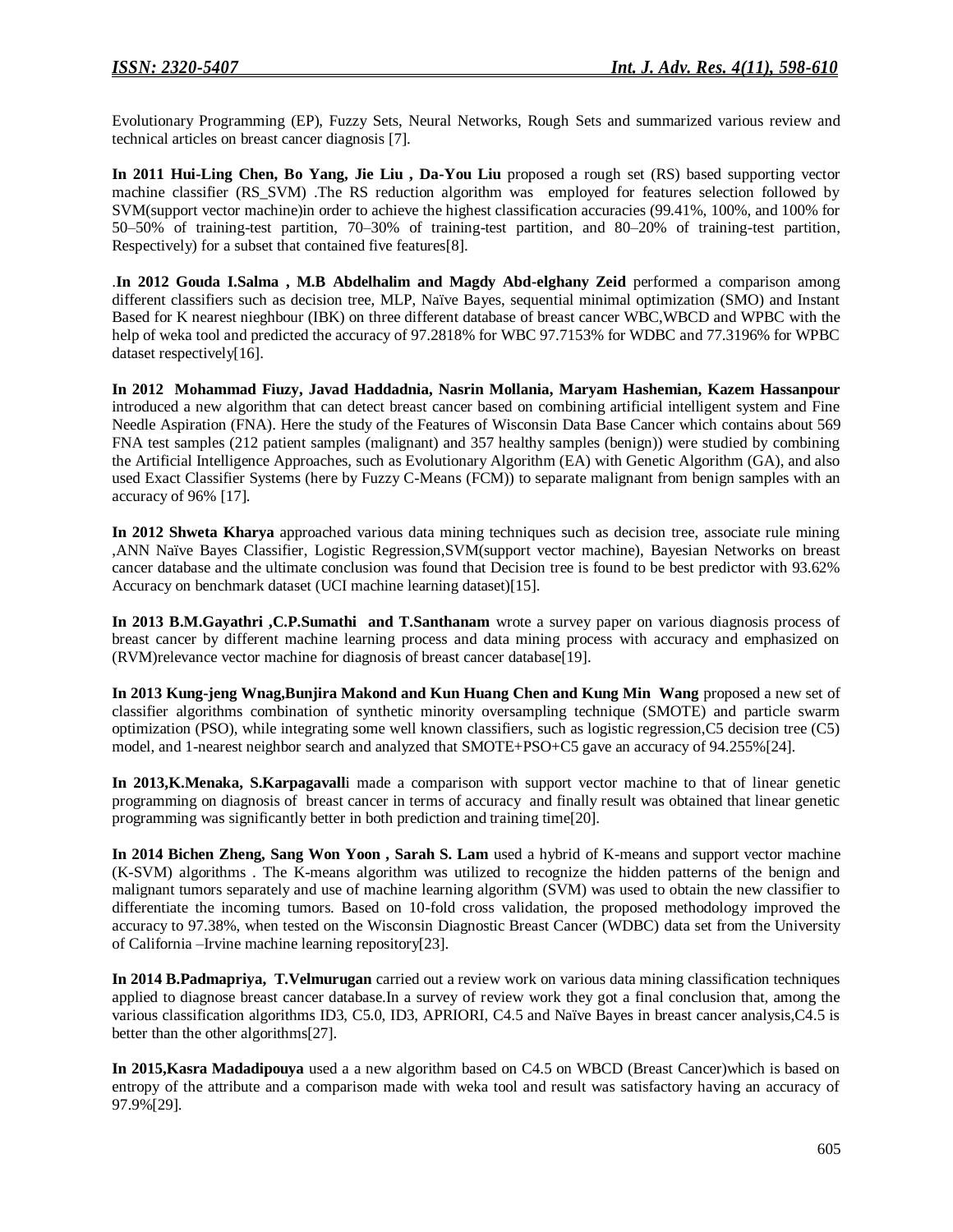Evolutionary Programming (EP), Fuzzy Sets, Neural Networks, Rough Sets and summarized various review and technical articles on breast cancer diagnosis [7].

**In 2011 Hui-Ling Chen, Bo Yang, Jie Liu , Da-You Liu** proposed a rough set (RS) based supporting vector machine classifier (RS_SVM) .The RS reduction algorithm was employed for features selection followed by SVM(support vector machine)in order to achieve the highest classification accuracies (99.41%, 100%, and 100% for 50–50% of training-test partition, 70–30% of training-test partition, and 80–20% of training-test partition, Respectively) for a subset that contained five features[8].

.**In 2012 Gouda I.Salma , M.B Abdelhalim and Magdy Abd-elghany Zeid** performed a comparison among different classifiers such as decision tree, MLP, Naïve Bayes, sequential minimal optimization (SMO) and Instant Based for K nearest nieghbour (IBK) on three different database of breast cancer WBC,WBCD and WPBC with the help of weka tool and predicted the accuracy of 97.2818% for WBC 97.7153% for WDBC and 77.3196% for WPBC dataset respectively[16].

**In 2012 Mohammad Fiuzy, Javad Haddadnia, Nasrin Mollania, Maryam Hashemian, Kazem Hassanpour** introduced a new algorithm that can detect breast cancer based on combining artificial intelligent system and Fine Needle Aspiration (FNA). Here the study of the Features of Wisconsin Data Base Cancer which contains about 569 FNA test samples (212 patient samples (malignant) and 357 healthy samples (benign)) were studied by combining the Artificial Intelligence Approaches, such as Evolutionary Algorithm (EA) with Genetic Algorithm (GA), and also used Exact Classifier Systems (here by Fuzzy C-Means (FCM)) to separate malignant from benign samples with an accuracy of 96% [17].

**In 2012 Shweta Kharya** approached various data mining techniques such as decision tree, associate rule mining ,ANN Naïve Bayes Classifier, Logistic Regression,SVM(support vector machine), Bayesian Networks on breast cancer database and the ultimate conclusion was found that Decision tree is found to be best predictor with 93.62% Accuracy on benchmark dataset (UCI machine learning dataset)[15].

**In 2013 B.M.Gayathri ,C.P.Sumathi and T.Santhanam** wrote a survey paper on various diagnosis process of breast cancer by different machine learning process and data mining process with accuracy and emphasized on (RVM)relevance vector machine for diagnosis of breast cancer database[19].

**In 2013 Kung-jeng Wnag,Bunjira Makond and Kun Huang Chen and Kung Min Wang** proposed a new set of classifier algorithms combination of synthetic minority oversampling technique (SMOTE) and particle swarm optimization (PSO), while integrating some well known classifiers, such as logistic regression,C5 decision tree (C5) model, and 1-nearest neighbor search and analyzed that SMOTE+PSO+C5 gave an accuracy of 94.255%[24].

**In 2013,K.Menaka, S.Karpagavall**i made a comparison with support vector machine to that of linear genetic programming on diagnosis of breast cancer in terms of accuracy and finally result was obtained that linear genetic programming was significantly better in both prediction and training time[20].

**In 2014 Bichen Zheng, Sang Won Yoon , Sarah S. Lam** used a hybrid of K-means and support vector machine (K-SVM) algorithms . The K-means algorithm was utilized to recognize the hidden patterns of the benign and malignant tumors separately and use of machine learning algorithm (SVM) was used to obtain the new classifier to differentiate the incoming tumors. Based on 10-fold cross validation, the proposed methodology improved the accuracy to 97.38%, when tested on the Wisconsin Diagnostic Breast Cancer (WDBC) data set from the University of California –Irvine machine learning repository[23].

**In 2014 B.Padmapriya, T.Velmurugan** carried out a review work on various data mining classification techniques applied to diagnose breast cancer database.In a survey of review work they got a final conclusion that, among the various classification algorithms ID3, C5.0, ID3, APRIORI, C4.5 and Naïve Bayes in breast cancer analysis,C4.5 is better than the other algorithms[27].

**In 2015,Kasra Madadipouya** used a a new algorithm based on C4.5 on WBCD (Breast Cancer)which is based on entropy of the attribute and a comparison made with weka tool and result was satisfactory having an accuracy of 97.9%[29].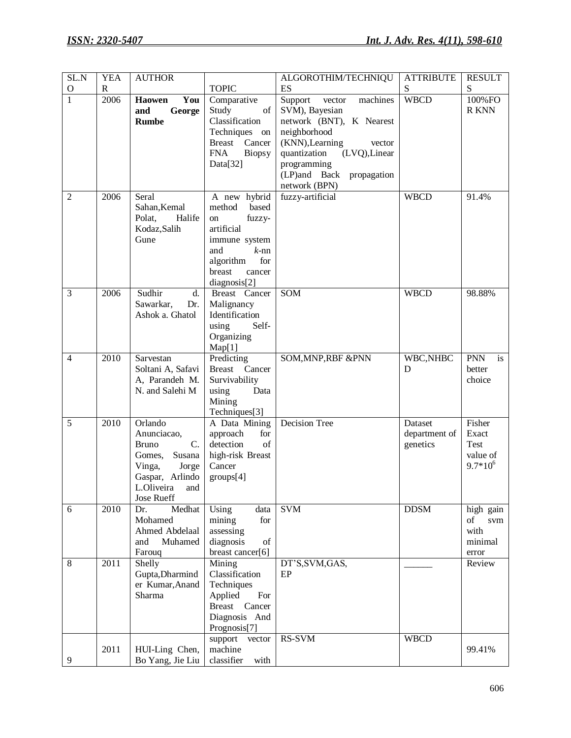| SL.NO | YEAR | AUTHOR | TOPIC | ALGOROTHIM/TECHNIQUES | ATTRIBUTES | RESULTS |
|---|---|---|---|---|---|---|
| 1 | 2006 | **Haowen You and George Rumbe** | Comparative Study of Classification Techniques on Breast Cancer FNA Biopsy Data[32] | Support vector machines SVM), Bayesian network (BNT), K Nearest neighborhood (KNN),Learning vector quantization (LVQ),Linear programming (LP)and Back propagation network (BPN) | WBCD | 100%FOR KNN |
| 2 | 2006 | Seral Sahan,Kemal Polat, Halife Kodaz,Salih Gune | A new hybrid method based on fuzzy-artificial immune system and *k*-nn algorithm for breast cancer diagnosis[2] | fuzzy-artificial | WBCD | 91.4% |
| 3 | 2006 | Sudhir d. Sawarkar, Dr. Ashok a. Ghatol | Breast Cancer Malignancy Identification using Self-Organizing Map[1] | SOM | WBCD | 98.88% |
| 4 | 2010 | Sarvestan Soltani A, Safavi A, Parandeh M. N. and Salehi M | Predicting Breast Cancer Survivability using Data Mining Techniques[3] | SOM,MNP,RBF &PNN | WBC,NHBCD | PNN is better choice |
| 5 | 2010 | Orlando Anunciacao, Bruno C. Gomes, Susana Vinga, Jorge Gaspar, Arlindo L.Oliveira and Jose Rueff | A Data Mining approach for detection of high-risk Breast Cancer groups[4] | Decision Tree | Dataset department of genetics | Fisher Exact Test value of $9.7*10^6$ |
| 6 | 2010 | Dr. Medhat Mohamed Ahmed Abdelaal and Muhamed Farouq | Using data mining for assessing diagnosis of breast cancer[6] | SVM | DDSM | high gain of svm with minimal error |
| 8 | 2011 | Shelly Gupta,Dharminder Kumar,Anand Sharma | Mining Classification Techniques Applied For Breast Cancer Diagnosis And Prognosis[7] | DT'S,SVM,GAS, EP | ______ | Review |
| 9 | 2011 | HUI-Ling Chen, Bo Yang, Jie Liu | support vector machine classifier with | RS-SVM | WBCD | 99.41% |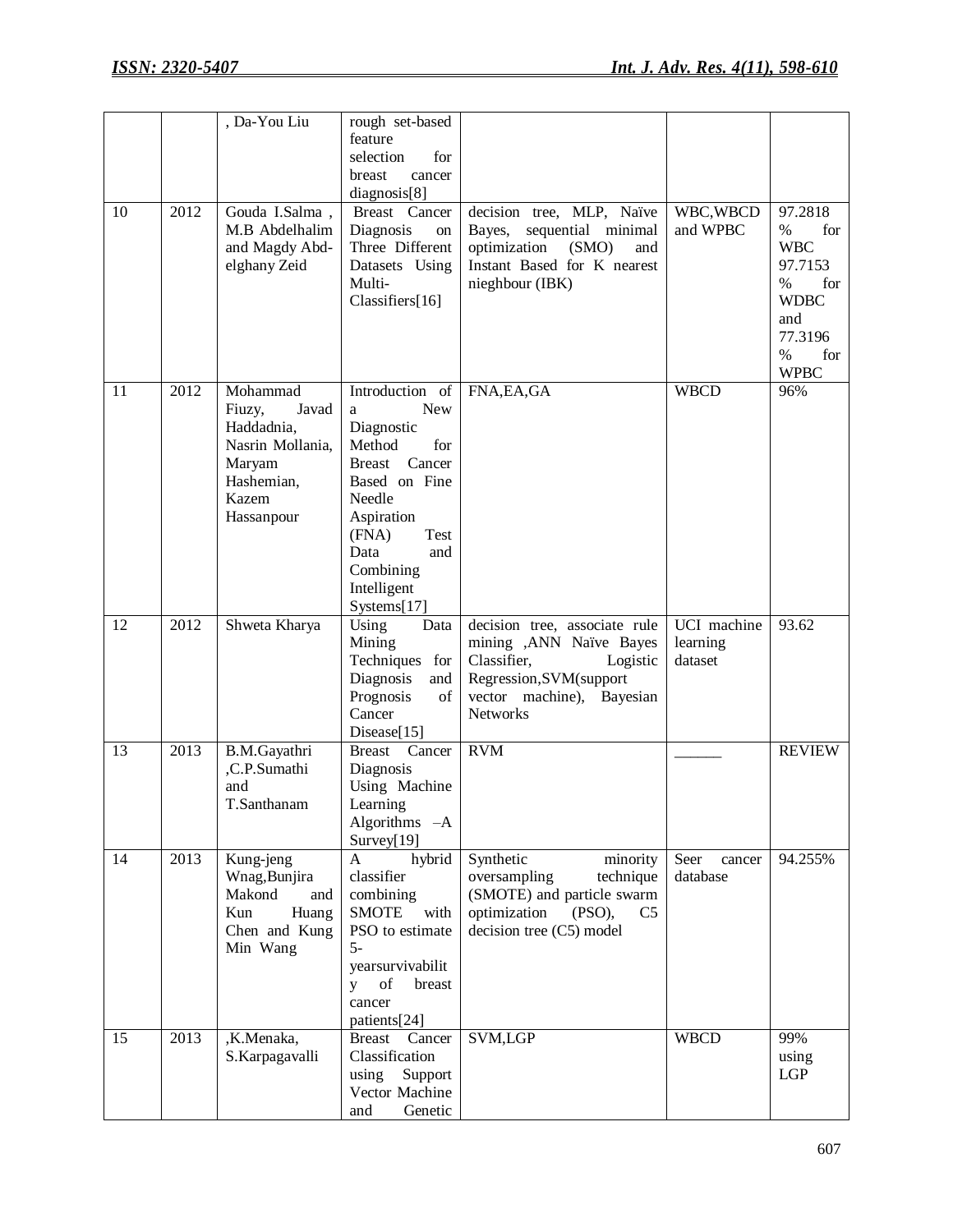| | | , Da-You Liu | rough set-based feature selection for breast cancer diagnosis[8] | | | |
|---|---|---|---|---|---|---|
| 10 | 2012 | Gouda I.Salma , M.B Abdelhalim and Magdy Abd-elghany Zeid | Breast Cancer Diagnosis on Three Different Datasets Using Multi-Classifiers[16] | decision tree, MLP, Naïve Bayes, sequential minimal optimization (SMO) and Instant Based for K nearest nieghbour (IBK) | WBC,WBCD and WPBC | 97.2818 % for WBC 97.7153 % for WDBC and 77.3196 % for WPBC |
| 11 | 2012 | Mohammad Fiuzy, Javad Haddadnia, Nasrin Mollania, Maryam Hashemian, Kazem Hassanpour | Introduction of a New Diagnostic Method for Breast Cancer Based on Fine Needle Aspiration (FNA) Test Data and Combining Intelligent Systems[17] | FNA,EA,GA | WBCD | 96% |
| 12 | 2012 | Shweta Kharya | Using Data Mining Techniques for Diagnosis and Prognosis of Cancer Disease[15] | decision tree, associate rule mining ,ANN Naïve Bayes Classifier, Logistic Regression,SVM(support vector machine), Bayesian Networks | UCI machine learning dataset | 93.62 |
| 13 | 2013 | B.M.Gayathri ,C.P.Sumathi and T.Santhanam | Breast Cancer Diagnosis Using Machine Learning Algorithms –A Survey[19] | RVM | ______ | REVIEW |
| 14 | 2013 | Kung-jeng Wnag,Bunjira Makond and Kun Huang Chen and Kung Min Wang | A hybrid classifier combining SMOTE with PSO to estimate 5-yearsurvivability of breast cancer patients[24] | Synthetic minority oversampling technique (SMOTE) and particle swarm optimization (PSO), C5 decision tree (C5) model | Seer cancer database | 94.255% |
| 15 | 2013 | ,K.Menaka, S.Karpagavalli | Breast Cancer Classification using Support Vector Machine and Genetic | SVM,LGP | WBCD | 99% using LGP |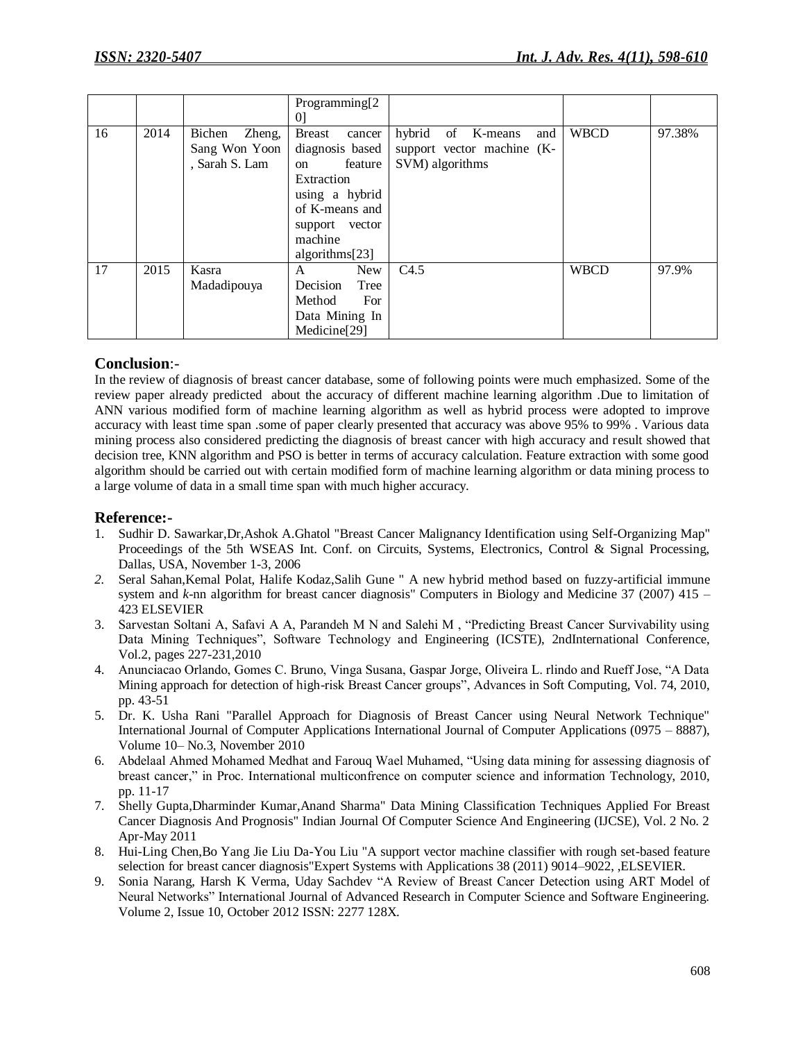|  |  |  | Programming[20] |  |  |  |
|---|---|---|---|---|---|---|
| 16 | 2014 | Bichen Zheng, Sang Won Yoon , Sarah S. Lam | Breast cancer diagnosis based on feature Extraction using a hybrid of K-means and support vector machine algorithms[23] | hybrid of K-means and support vector machine (K-SVM) algorithms | WBCD | 97.38% |
| 17 | 2015 | Kasra Madadipouya | A New Decision Tree Method For Data Mining In Medicine[29] | C4.5 | WBCD | 97.9% |

## Conclusion:-

In the review of diagnosis of breast cancer database, some of following points were much emphasized. Some of the review paper already predicted about the accuracy of different machine learning algorithm .Due to limitation of ANN various modified form of machine learning algorithm as well as hybrid process were adopted to improve accuracy with least time span .some of paper clearly presented that accuracy was above 95% to 99% . Various data mining process also considered predicting the diagnosis of breast cancer with high accuracy and result showed that decision tree, KNN algorithm and PSO is better in terms of accuracy calculation. Feature extraction with some good algorithm should be carried out with certain modified form of machine learning algorithm or data mining process to a large volume of data in a small time span with much higher accuracy.

## Reference:-

1. Sudhir D. Sawarkar,Dr,Ashok A.Ghatol "Breast Cancer Malignancy Identification using Self-Organizing Map" Proceedings of the 5th WSEAS Int. Conf. on Circuits, Systems, Electronics, Control & Signal Processing, Dallas, USA, November 1-3, 2006
2. Seral Sahan,Kemal Polat, Halife Kodaz,Salih Gune " A new hybrid method based on fuzzy-artificial immune system and *k*-nn algorithm for breast cancer diagnosis" Computers in Biology and Medicine 37 (2007) 415 – 423 ELSEVIER
3. Sarvestan Soltani A, Safavi A A, Parandeh M N and Salehi M , "Predicting Breast Cancer Survivability using Data Mining Techniques", Software Technology and Engineering (ICSTE), 2ndInternational Conference, Vol.2, pages 227-231,2010
4. Anunciacao Orlando, Gomes C. Bruno, Vinga Susana, Gaspar Jorge, Oliveira L. rlindo and Rueff Jose, "A Data Mining approach for detection of high-risk Breast Cancer groups", Advances in Soft Computing, Vol. 74, 2010, pp. 43-51
5. Dr. K. Usha Rani "Parallel Approach for Diagnosis of Breast Cancer using Neural Network Technique" International Journal of Computer Applications International Journal of Computer Applications (0975 – 8887), Volume 10– No.3, November 2010
6. Abdelaal Ahmed Mohamed Medhat and Farouq Wael Muhamed, "Using data mining for assessing diagnosis of breast cancer," in Proc. International multiconfrence on computer science and information Technology, 2010, pp. 11-17
7. Shelly Gupta,Dharminder Kumar,Anand Sharma" Data Mining Classification Techniques Applied For Breast Cancer Diagnosis And Prognosis" Indian Journal Of Computer Science And Engineering (IJCSE), Vol. 2 No. 2 Apr-May 2011
8. Hui-Ling Chen,Bo Yang Jie Liu Da-You Liu "A support vector machine classifier with rough set-based feature selection for breast cancer diagnosis"Expert Systems with Applications 38 (2011) 9014–9022, ,ELSEVIER.
9. Sonia Narang, Harsh K Verma, Uday Sachdev "A Review of Breast Cancer Detection using ART Model of Neural Networks" International Journal of Advanced Research in Computer Science and Software Engineering. Volume 2, Issue 10, October 2012 ISSN: 2277 128X.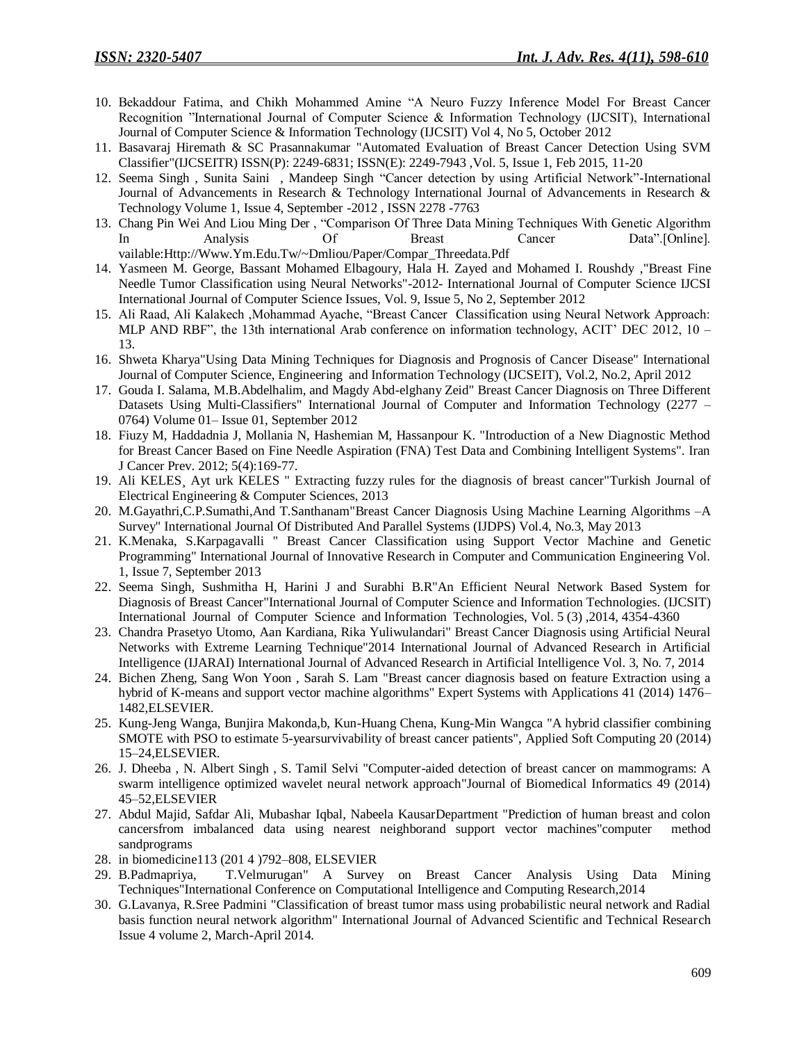10. Bekaddour Fatima, and Chikh Mohammed Amine "A Neuro Fuzzy Inference Model For Breast Cancer Recognition "International Journal of Computer Science & Information Technology (IJCSIT), International Journal of Computer Science & Information Technology (IJCSIT) Vol 4, No 5, October 2012
11. Basavaraj Hiremath & SC Prasannakumar "Automated Evaluation of Breast Cancer Detection Using SVM Classifier"(IJCSEITR) ISSN(P): 2249-6831; ISSN(E): 2249-7943 ,Vol. 5, Issue 1, Feb 2015, 11-20
12. Seema Singh , Sunita Saini , Mandeep Singh "Cancer detection by using Artificial Network"-International Journal of Advancements in Research & Technology International Journal of Advancements in Research & Technology Volume 1, Issue 4, September -2012 , ISSN 2278 -7763
13. Chang Pin Wei And Liou Ming Der , "Comparison Of Three Data Mining Techniques With Genetic Algorithm In Analysis Of Breast Cancer Data".[Online]. vailable:Http://Www.Ym.Edu.Tw/~Dmliou/Paper/Compar_Threedata.Pdf
14. Yasmeen M. George, Bassant Mohamed Elbagoury, Hala H. Zayed and Mohamed I. Roushdy ,"Breast Fine Needle Tumor Classification using Neural Networks"-2012- International Journal of Computer Science IJCSI International Journal of Computer Science Issues, Vol. 9, Issue 5, No 2, September 2012
15. Ali Raad, Ali Kalakech ,Mohammad Ayache, "Breast Cancer Classification using Neural Network Approach: MLP AND RBF", the 13th international Arab conference on information technology, ACIT' DEC 2012, 10 – 13.
16. Shweta Kharya"Using Data Mining Techniques for Diagnosis and Prognosis of Cancer Disease" International Journal of Computer Science, Engineering and Information Technology (IJCSEIT), Vol.2, No.2, April 2012
17. Gouda I. Salama, M.B.Abdelhalim, and Magdy Abd-elghany Zeid" Breast Cancer Diagnosis on Three Different Datasets Using Multi-Classifiers" International Journal of Computer and Information Technology (2277 – 0764) Volume 01– Issue 01, September 2012
18. Fiuzy M, Haddadnia J, Mollania N, Hashemian M, Hassanpour K. "Introduction of a New Diagnostic Method for Breast Cancer Based on Fine Needle Aspiration (FNA) Test Data and Combining Intelligent Systems". Iran J Cancer Prev. 2012; 5(4):169-77.
19. Ali KELES¸ Ayt urk KELES " Extracting fuzzy rules for the diagnosis of breast cancer"Turkish Journal of Electrical Engineering & Computer Sciences, 2013
20. M.Gayathri,C.P.Sumathi,And T.Santhanam"Breast Cancer Diagnosis Using Machine Learning Algorithms –A Survey" International Journal Of Distributed And Parallel Systems (IJDPS) Vol.4, No.3, May 2013
21. K.Menaka, S.Karpagavalli " Breast Cancer Classification using Support Vector Machine and Genetic Programming" International Journal of Innovative Research in Computer and Communication Engineering Vol. 1, Issue 7, September 2013
22. Seema Singh, Sushmitha H, Harini J and Surabhi B.R"An Efficient Neural Network Based System for Diagnosis of Breast Cancer"International Journal of Computer Science and Information Technologies. (IJCSIT) International Journal of Computer Science and Information Technologies, Vol. 5 (3) ,2014, 4354-4360
23. Chandra Prasetyo Utomo, Aan Kardiana, Rika Yuliwulandari" Breast Cancer Diagnosis using Artificial Neural Networks with Extreme Learning Technique"2014 International Journal of Advanced Research in Artificial Intelligence (IJARAI) International Journal of Advanced Research in Artificial Intelligence Vol. 3, No. 7, 2014
24. Bichen Zheng, Sang Won Yoon , Sarah S. Lam "Breast cancer diagnosis based on feature Extraction using a hybrid of K-means and support vector machine algorithms" Expert Systems with Applications 41 (2014) 1476–1482,ELSEVIER.
25. Kung-Jeng Wanga, Bunjira Makonda,b, Kun-Huang Chena, Kung-Min Wangca "A hybrid classifier combining SMOTE with PSO to estimate 5-yearsurvivability of breast cancer patients", Applied Soft Computing 20 (2014) 15–24,ELSEVIER.
26. J. Dheeba , N. Albert Singh , S. Tamil Selvi "Computer-aided detection of breast cancer on mammograms: A swarm intelligence optimized wavelet neural network approach"Journal of Biomedical Informatics 49 (2014) 45–52,ELSEVIER
27. Abdul Majid, Safdar Ali, Mubashar Iqbal, Nabeela KausarDepartment "Prediction of human breast and colon cancersfrom imbalanced data using nearest neighborand support vector machines"computer method sandprograms
28. in biomedicine113 (201 4 )792–808, ELSEVIER
29. B.Padmapriya, T.Velmurugan" A Survey on Breast Cancer Analysis Using Data Mining Techniques"International Conference on Computational Intelligence and Computing Research,2014
30. G.Lavanya, R.Sree Padmini "Classification of breast tumor mass using probabilistic neural network and Radial basis function neural network algorithm" International Journal of Advanced Scientific and Technical Research Issue 4 volume 2, March-April 2014.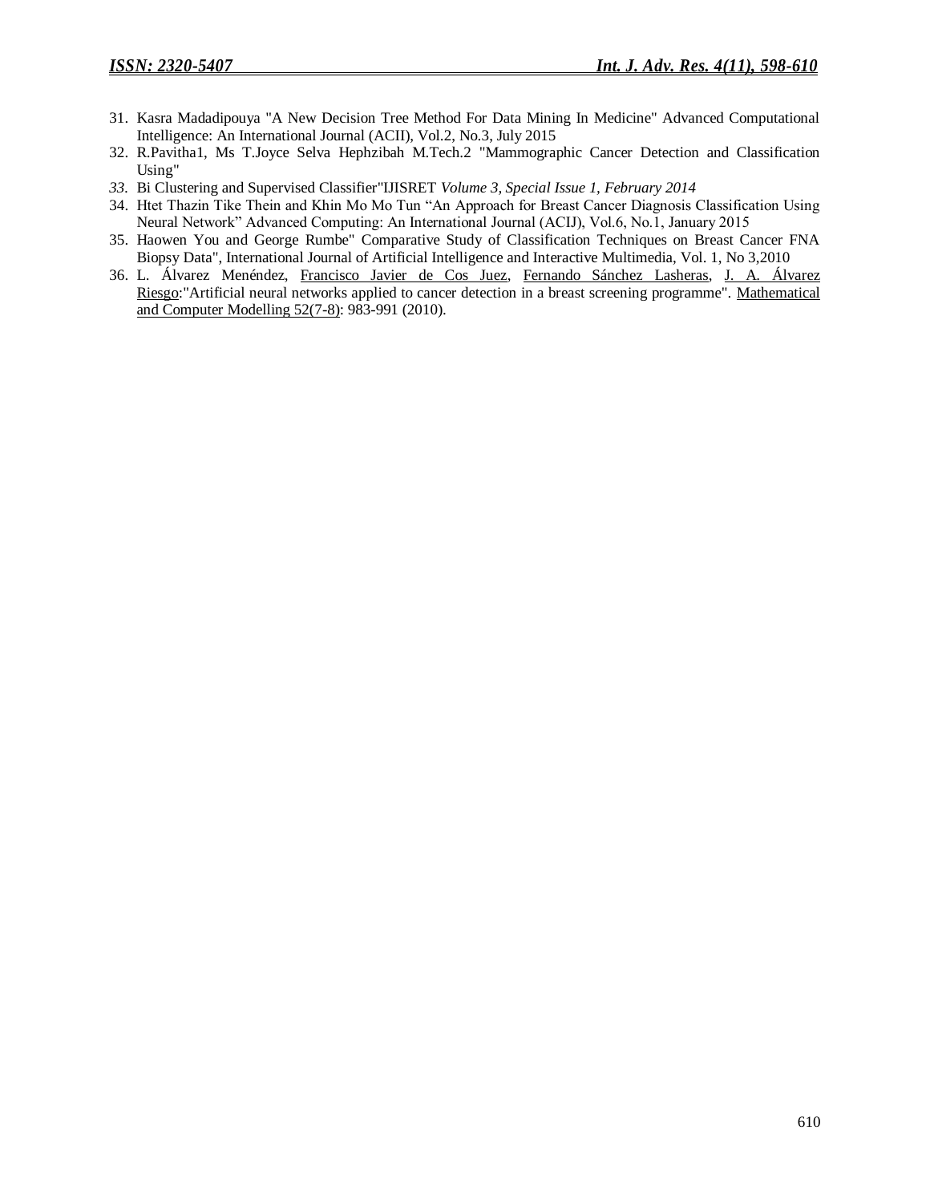31. Kasra Madadipouya "A New Decision Tree Method For Data Mining In Medicine" Advanced Computational Intelligence: An International Journal (ACII), Vol.2, No.3, July 2015
32. R.Pavitha1, Ms T.Joyce Selva Hephzibah M.Tech.2 "Mammographic Cancer Detection and Classification Using"
33. Bi Clustering and Supervised Classifier"IJISRET *Volume 3, Special Issue 1, February 2014*
34. Htet Thazin Tike Thein and Khin Mo Mo Tun "An Approach for Breast Cancer Diagnosis Classification Using Neural Network" Advanced Computing: An International Journal (ACIJ), Vol.6, No.1, January 2015
35. Haowen You and George Rumbe" Comparative Study of Classification Techniques on Breast Cancer FNA Biopsy Data", International Journal of Artificial Intelligence and Interactive Multimedia, Vol. 1, No 3,2010
36. L. Álvarez Menéndez, Francisco Javier de Cos Juez, Fernando Sánchez Lasheras, J. A. Álvarez Riesgo:"Artificial neural networks applied to cancer detection in a breast screening programme". Mathematical and Computer Modelling 52(7-8): 983-991 (2010).